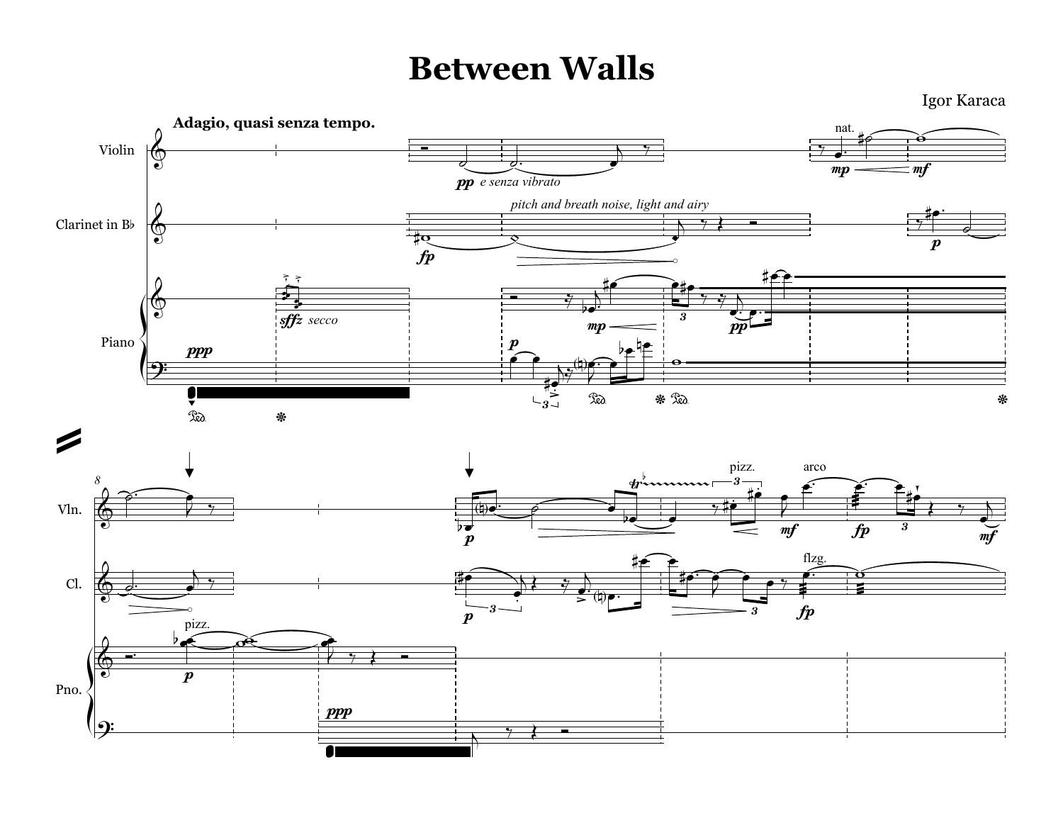# Between Walls

Igor Karaca

**Adagio, quasi senza tempo.**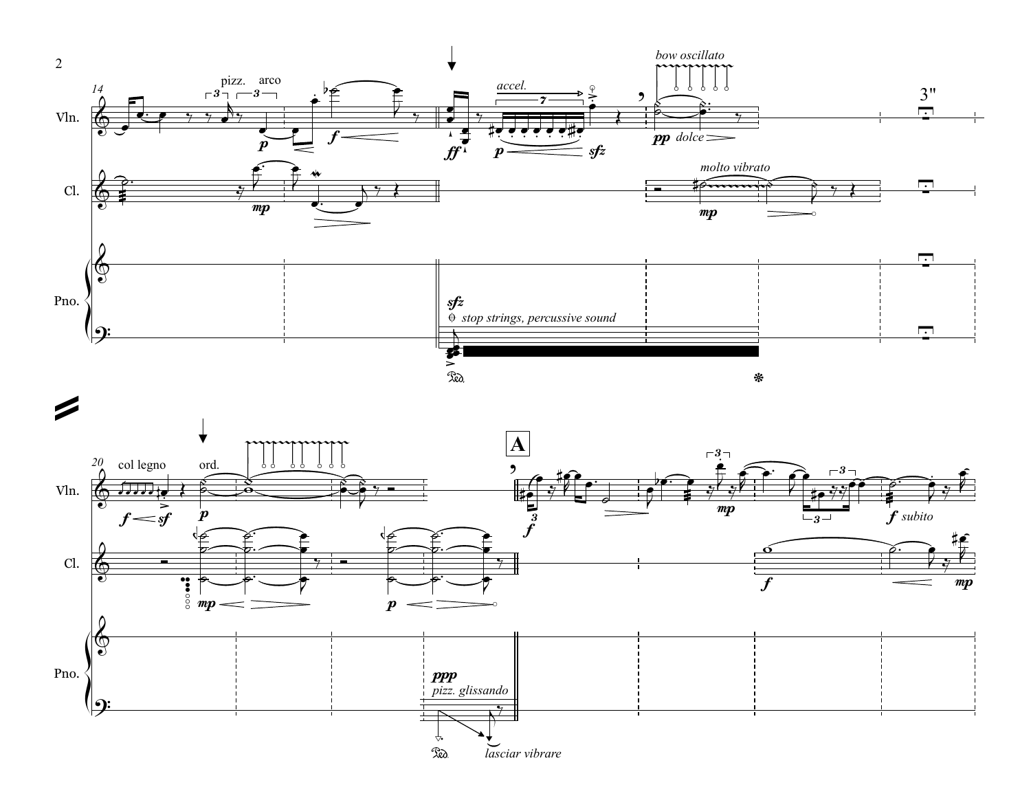14

Vln.

pizz. arco

*p* *f*

*ff* *accel.* 7 *p* *sfz*

*bow oscillato*

*pp* *dolce*

3"

Cl.

*mp*

*molto vibrato*

*mp*

Pno.

*sfz*

*stop strings, percussive sound*

20

Vln.

col legno ord.

*f* *sf* *p*

**A**

*f* *mp* *f subito*

Cl.

*mp* *p* *f* *mp*

Pno.

*ppp*

*pizz. glissando*

*lasciar vibrare*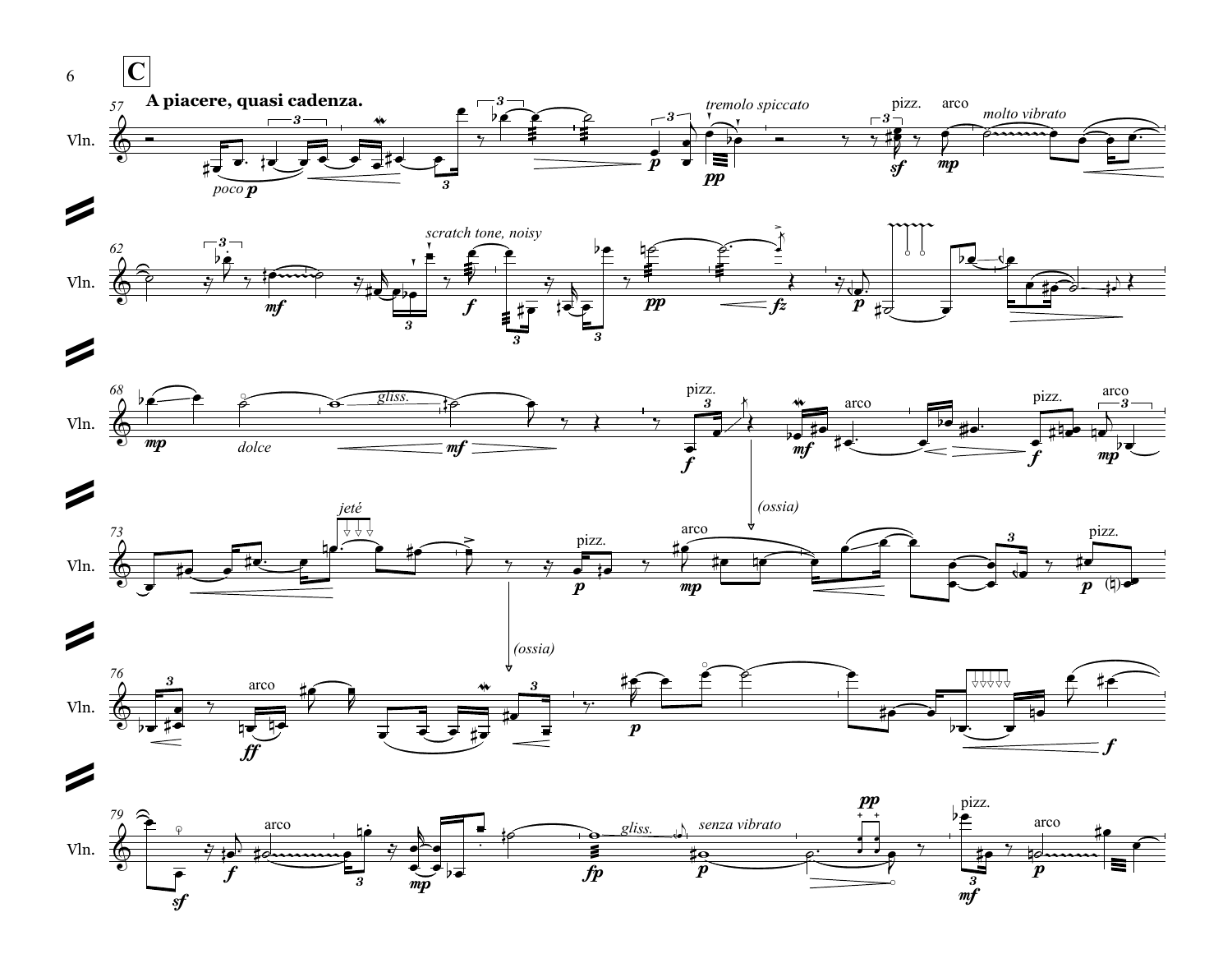**C**

**A piacere, quasi cadenza.**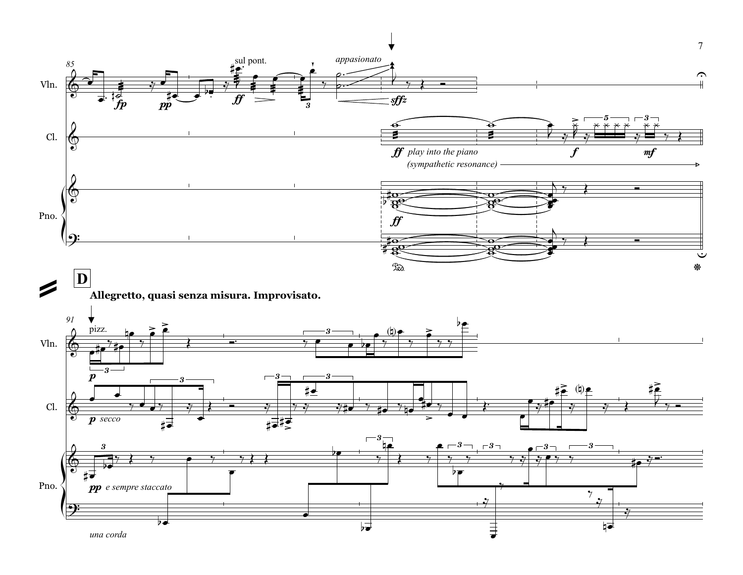**D**

**Allegretto, quasi senza misura. Improvisato.**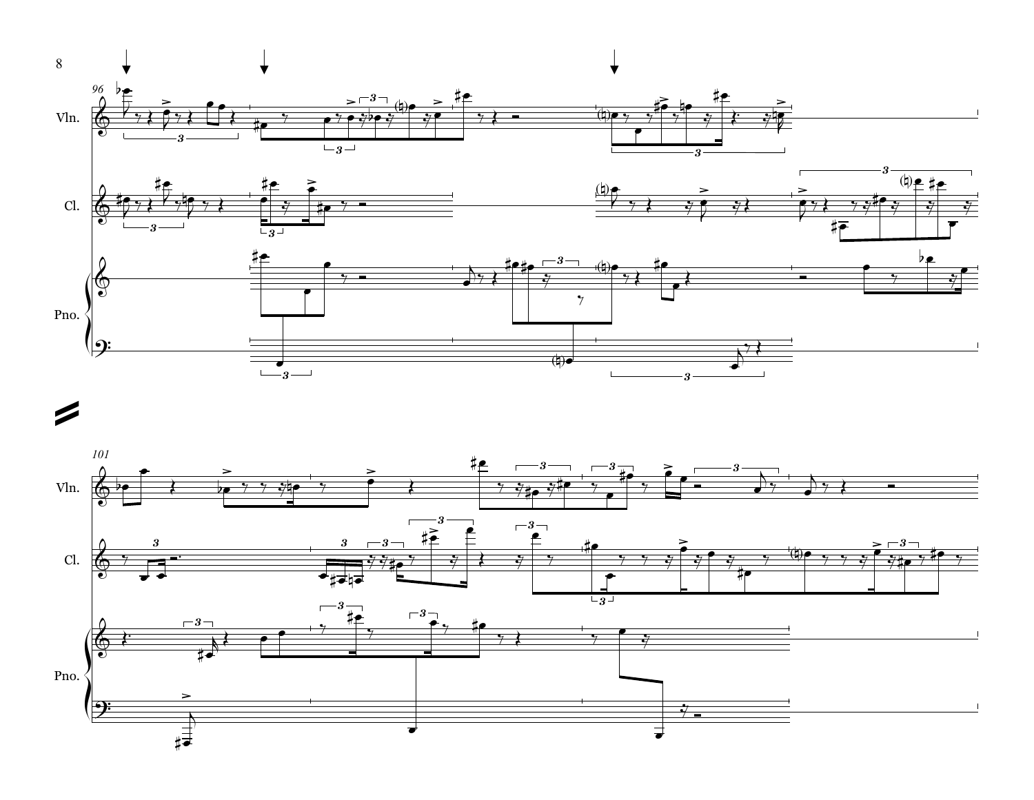96

Vln.

Cl.

Pno.

101

Vln.

Cl.

Pno.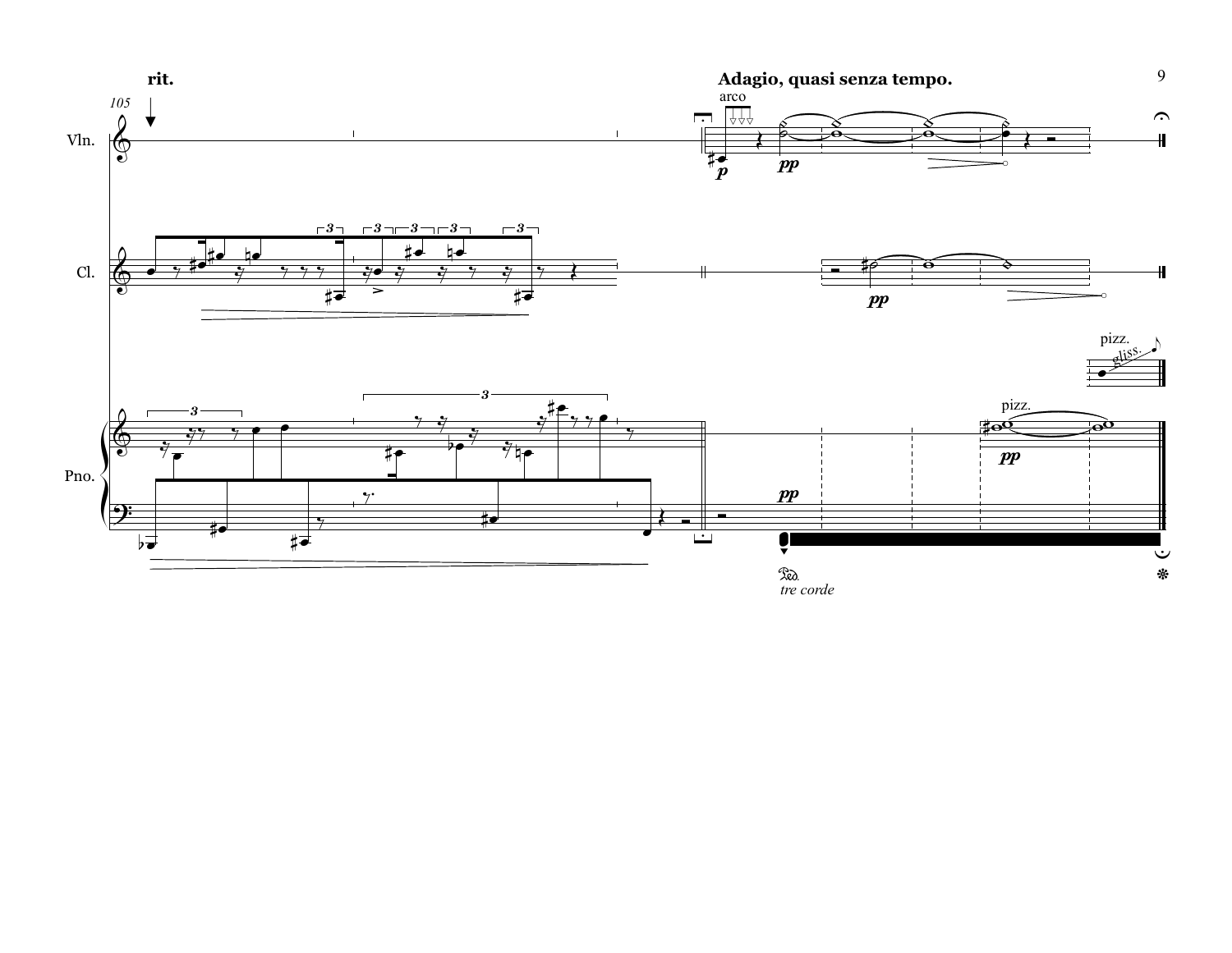rit.

Adagio, quasi senza tempo.

105

Vln.

Cl.

Pno.

arco

*p*

*pp*

pizz.

gliss.

*tre corde*